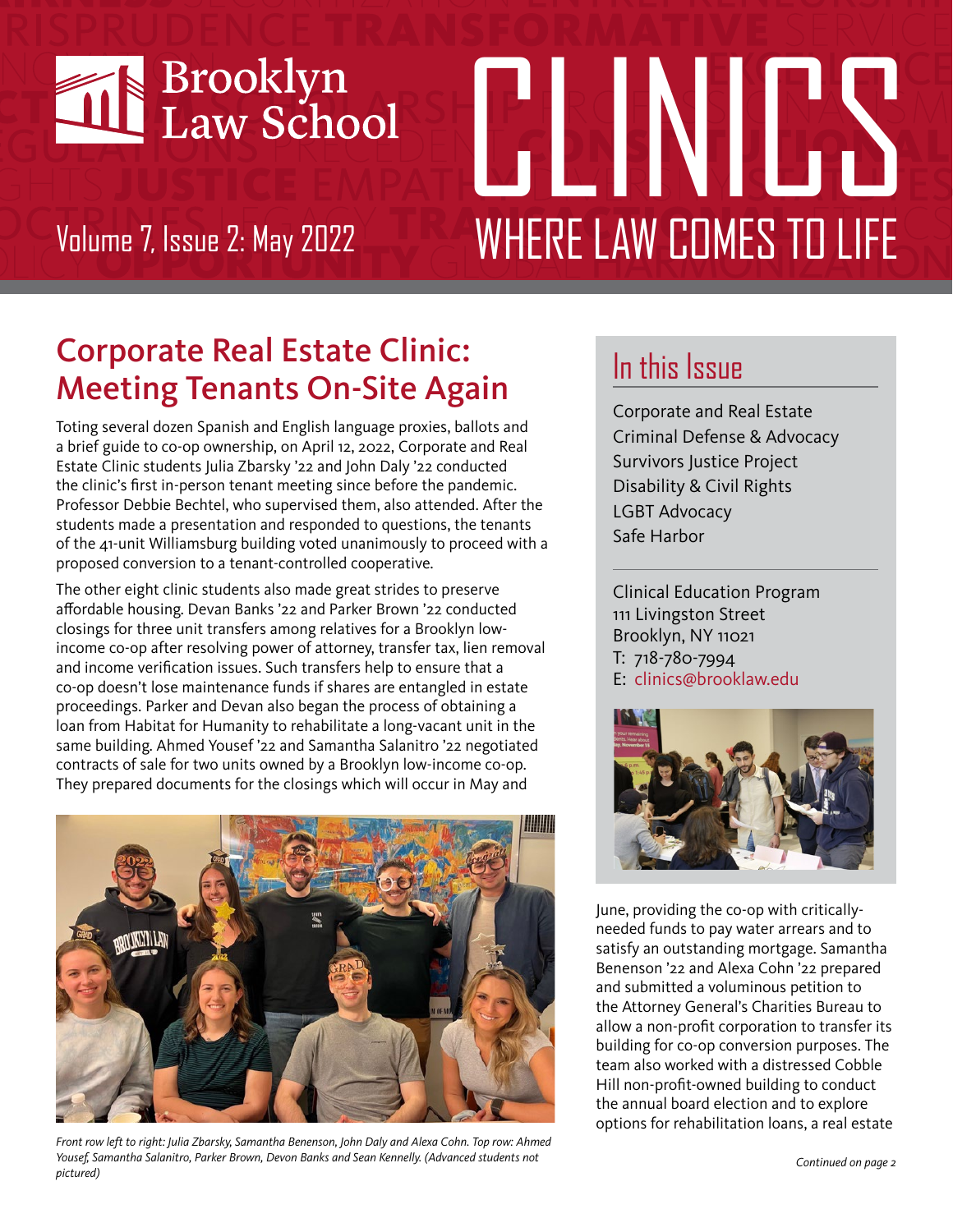# Brooklyn Law School

# CLINICS

## WHERE LAW COMES TO LIFE

Volume 7, Issue 2: May 2022

## Corporate Real Estate Clinic: Meeting Tenants On-Site Again

Toting several dozen Spanish and English language proxies, ballots and a brief guide to co-op ownership, on April 12, 2022, Corporate and Real Estate Clinic students Julia Zbarsky '22 and John Daly '22 conducted the clinic's first in-person tenant meeting since before the pandemic. Professor Debbie Bechtel, who supervised them, also attended. After the students made a presentation and responded to questions, the tenants of the 41-unit Williamsburg building voted unanimously to proceed with a proposed conversion to a tenant-controlled cooperative.

The other eight clinic students also made great strides to preserve affordable housing. Devan Banks '22 and Parker Brown '22 conducted closings for three unit transfers among relatives for a Brooklyn low-income co-op after resolving power of attorney, transfer tax, lien removal and income verification issues. Such transfers help to ensure that a co-op doesn't lose maintenance funds if shares are entangled in estate proceedings. Parker and Devan also began the process of obtaining a loan from Habitat for Humanity to rehabilitate a long-vacant unit in the same building. Ahmed Yousef '22 and Samantha Salanitro '22 negotiated contracts of sale for two units owned by a Brooklyn low-income co-op. They prepared documents for the closings which will occur in May and June, providing the co-op with critically-needed funds to pay water arrears and to satisfy an outstanding mortgage. Samantha Benenson '22 and Alexa Cohn '22 prepared and submitted a voluminous petition to the Attorney General's Charities Bureau to allow a non-profit corporation to transfer its building for co-op conversion purposes. The team also worked with a distressed Cobble Hill non-profit-owned building to conduct the annual board election and to explore options for rehabilitation loans, a real estate

*Front row left to right: Julia Zbarsky, Samantha Benenson, John Daly and Alexa Cohn. Top row: Ahmed Yousef, Samantha Salanitro, Parker Brown, Devon Banks and Sean Kennelly. (Advanced students not pictured)*

*Continued on page 2*

## In this Issue

- Corporate and Real Estate
- Criminal Defense & Advocacy
- Survivors Justice Project
- Disability & Civil Rights
- LGBT Advocacy
- Safe Harbor

Clinical Education Program
111 Livingston Street
Brooklyn, NY 11021
T: 718-780-7994
E: clinics@brooklaw.edu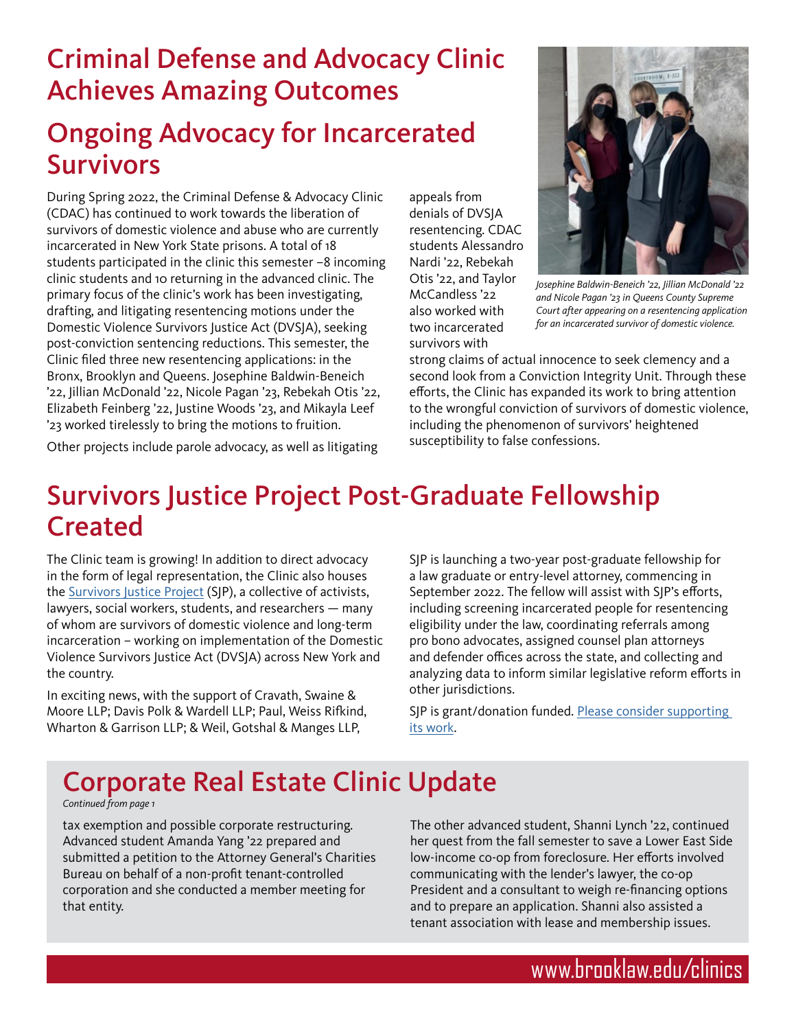# Criminal Defense and Advocacy Clinic Achieves Amazing Outcomes

## Ongoing Advocacy for Incarcerated Survivors

During Spring 2022, the Criminal Defense & Advocacy Clinic (CDAC) has continued to work towards the liberation of survivors of domestic violence and abuse who are currently incarcerated in New York State prisons. A total of 18 students participated in the clinic this semester –8 incoming clinic students and 10 returning in the advanced clinic. The primary focus of the clinic's work has been investigating, drafting, and litigating resentencing motions under the Domestic Violence Survivors Justice Act (DVSJA), seeking post-conviction sentencing reductions. This semester, the Clinic filed three new resentencing applications: in the Bronx, Brooklyn and Queens. Josephine Baldwin-Beneich '22, Jillian McDonald '22, Nicole Pagan '23, Rebekah Otis '22, Elizabeth Feinberg '22, Justine Woods '23, and Mikayla Leef '23 worked tirelessly to bring the motions to fruition.

Other projects include parole advocacy, as well as litigating appeals from denials of DVSJA resentencing. CDAC students Alessandro Nardi '22, Rebekah Otis '22, and Taylor McCandless '22 also worked with two incarcerated survivors with strong claims of actual innocence to seek clemency and a second look from a Conviction Integrity Unit. Through these efforts, the Clinic has expanded its work to bring attention to the wrongful conviction of survivors of domestic violence, including the phenomenon of survivors' heightened susceptibility to false confessions.

*Josephine Baldwin-Beneich '22, Jillian McDonald '22 and Nicole Pagan '23 in Queens County Supreme Court after appearing on a resentencing application for an incarcerated survivor of domestic violence.*

# Survivors Justice Project Post-Graduate Fellowship Created

The Clinic team is growing! In addition to direct advocacy in the form of legal representation, the Clinic also houses the Survivors Justice Project (SJP), a collective of activists, lawyers, social workers, students, and researchers — many of whom are survivors of domestic violence and long-term incarceration – working on implementation of the Domestic Violence Survivors Justice Act (DVSJA) across New York and the country.

In exciting news, with the support of Cravath, Swaine & Moore LLP; Davis Polk & Wardell LLP; Paul, Weiss Rifkind, Wharton & Garrison LLP; & Weil, Gotshal & Manges LLP, SJP is launching a two-year post-graduate fellowship for a law graduate or entry-level attorney, commencing in September 2022. The fellow will assist with SJP's efforts, including screening incarcerated people for resentencing eligibility under the law, coordinating referrals among pro bono advocates, assigned counsel plan attorneys and defender offices across the state, and collecting and analyzing data to inform similar legislative reform efforts in other jurisdictions.

SJP is grant/donation funded. Please consider supporting its work.

# Corporate Real Estate Clinic Update

*Continued from page 1*

tax exemption and possible corporate restructuring. Advanced student Amanda Yang '22 prepared and submitted a petition to the Attorney General's Charities Bureau on behalf of a non-profit tenant-controlled corporation and she conducted a member meeting for that entity.

The other advanced student, Shanni Lynch '22, continued her quest from the fall semester to save a Lower East Side low-income co-op from foreclosure. Her efforts involved communicating with the lender's lawyer, the co-op President and a consultant to weigh re-financing options and to prepare an application. Shanni also assisted a tenant association with lease and membership issues.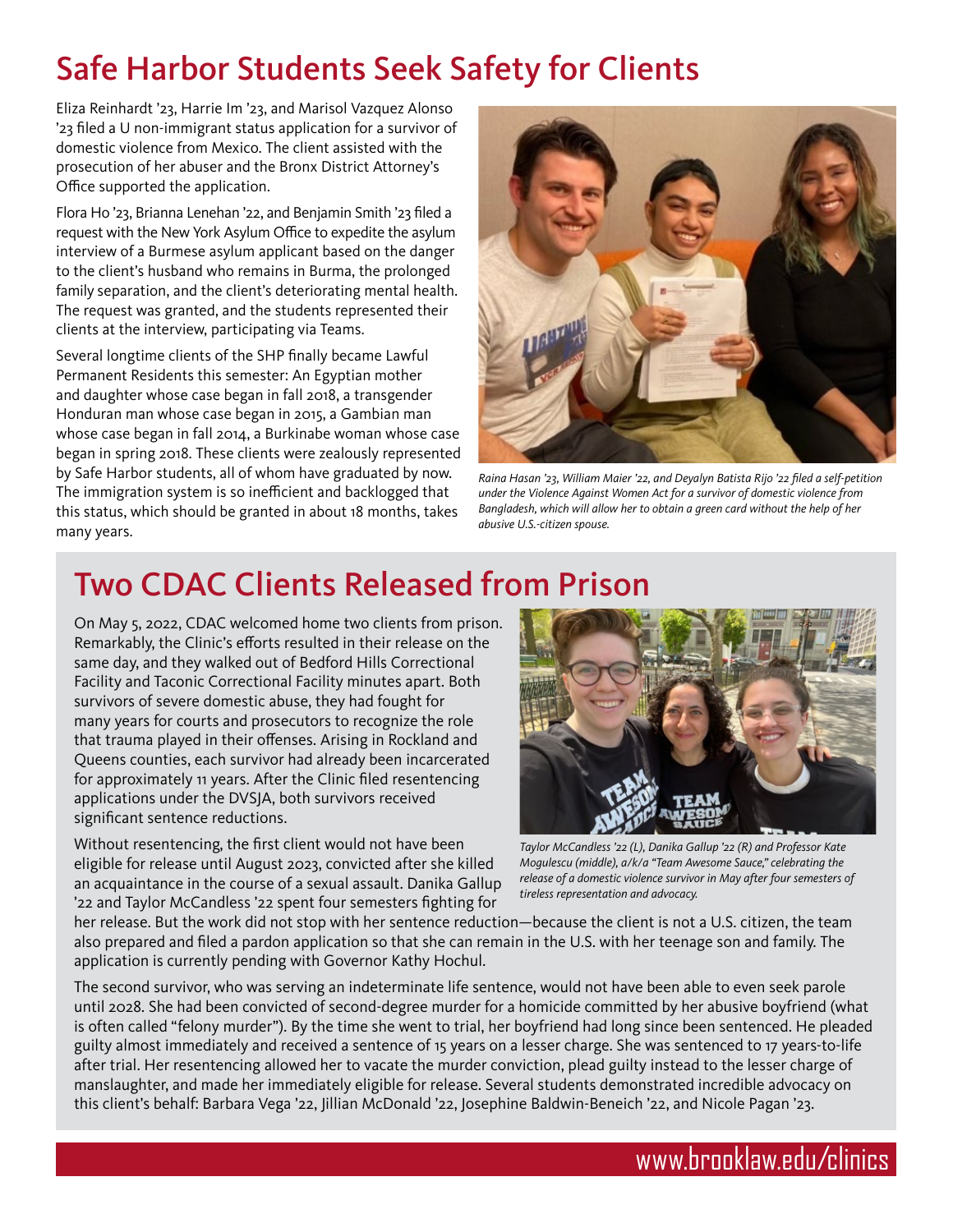## Safe Harbor Students Seek Safety for Clients

Eliza Reinhardt '23, Harrie Im '23, and Marisol Vazquez Alonso '23 filed a U non-immigrant status application for a survivor of domestic violence from Mexico. The client assisted with the prosecution of her abuser and the Bronx District Attorney's Office supported the application.

Flora Ho '23, Brianna Lenehan '22, and Benjamin Smith '23 filed a request with the New York Asylum Office to expedite the asylum interview of a Burmese asylum applicant based on the danger to the client's husband who remains in Burma, the prolonged family separation, and the client's deteriorating mental health. The request was granted, and the students represented their clients at the interview, participating via Teams.

Several longtime clients of the SHP finally became Lawful Permanent Residents this semester: An Egyptian mother and daughter whose case began in fall 2018, a transgender Honduran man whose case began in 2015, a Gambian man whose case began in fall 2014, a Burkinabe woman whose case began in spring 2018. These clients were zealously represented by Safe Harbor students, all of whom have graduated by now. The immigration system is so inefficient and backlogged that this status, which should be granted in about 18 months, takes many years.

*Raina Hasan '23, William Maier '22, and Deyalyn Batista Rijo '22 filed a self-petition under the Violence Against Women Act for a survivor of domestic violence from Bangladesh, which will allow her to obtain a green card without the help of her abusive U.S.-citizen spouse.*

## Two CDAC Clients Released from Prison

On May 5, 2022, CDAC welcomed home two clients from prison. Remarkably, the Clinic's efforts resulted in their release on the same day, and they walked out of Bedford Hills Correctional Facility and Taconic Correctional Facility minutes apart. Both survivors of severe domestic abuse, they had fought for many years for courts and prosecutors to recognize the role that trauma played in their offenses. Arising in Rockland and Queens counties, each survivor had already been incarcerated for approximately 11 years. After the Clinic filed resentencing applications under the DVSJA, both survivors received significant sentence reductions.

Without resentencing, the first client would not have been eligible for release until August 2023, convicted after she killed an acquaintance in the course of a sexual assault. Danika Gallup '22 and Taylor McCandless '22 spent four semesters fighting for her release. But the work did not stop with her sentence reduction—because the client is not a U.S. citizen, the team also prepared and filed a pardon application so that she can remain in the U.S. with her teenage son and family. The application is currently pending with Governor Kathy Hochul.

*Taylor McCandless '22 (L), Danika Gallup '22 (R) and Professor Kate Mogulescu (middle), a/k/a "Team Awesome Sauce," celebrating the release of a domestic violence survivor in May after four semesters of tireless representation and advocacy.*

The second survivor, who was serving an indeterminate life sentence, would not have been able to even seek parole until 2028. She had been convicted of second-degree murder for a homicide committed by her abusive boyfriend (what is often called "felony murder"). By the time she went to trial, her boyfriend had long since been sentenced. He pleaded guilty almost immediately and received a sentence of 15 years on a lesser charge. She was sentenced to 17 years-to-life after trial. Her resentencing allowed her to vacate the murder conviction, plead guilty instead to the lesser charge of manslaughter, and made her immediately eligible for release. Several students demonstrated incredible advocacy on this client's behalf: Barbara Vega '22, Jillian McDonald '22, Josephine Baldwin-Beneich '22, and Nicole Pagan '23.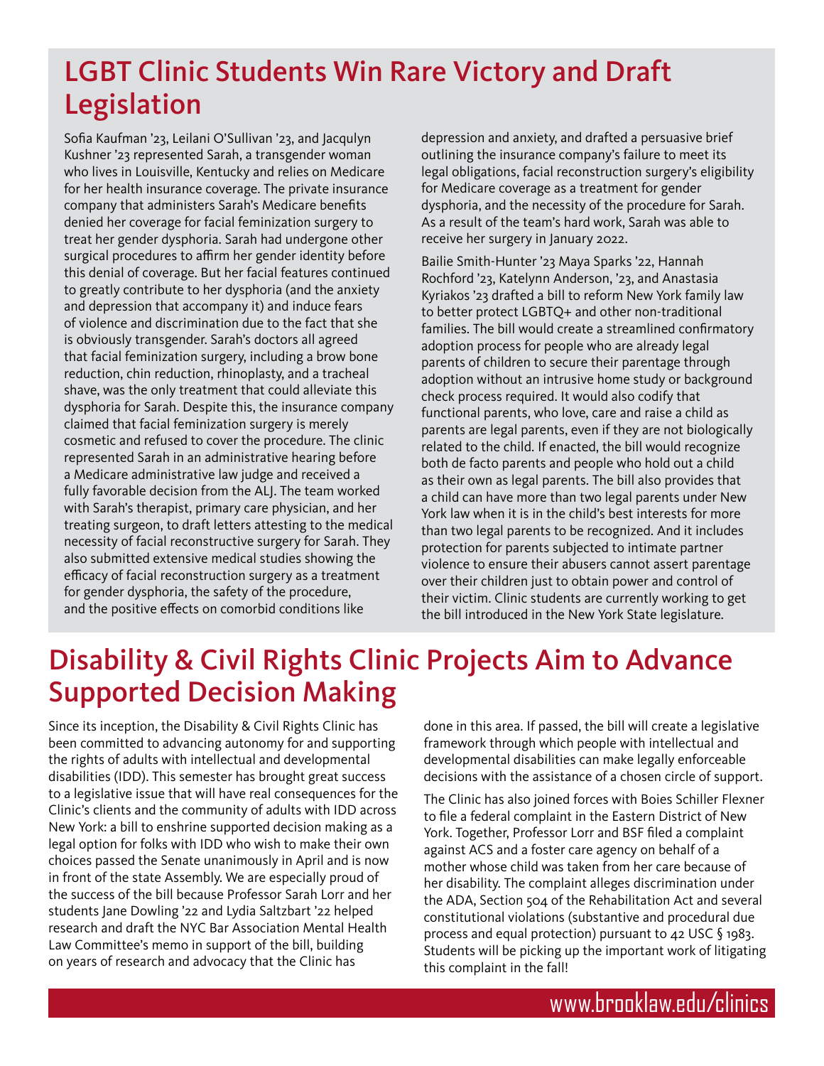## LGBT Clinic Students Win Rare Victory and Draft Legislation

Sofia Kaufman '23, Leilani O'Sullivan '23, and Jacqulyn Kushner '23 represented Sarah, a transgender woman who lives in Louisville, Kentucky and relies on Medicare for her health insurance coverage. The private insurance company that administers Sarah's Medicare benefits denied her coverage for facial feminization surgery to treat her gender dysphoria. Sarah had undergone other surgical procedures to affirm her gender identity before this denial of coverage. But her facial features continued to greatly contribute to her dysphoria (and the anxiety and depression that accompany it) and induce fears of violence and discrimination due to the fact that she is obviously transgender. Sarah's doctors all agreed that facial feminization surgery, including a brow bone reduction, chin reduction, rhinoplasty, and a tracheal shave, was the only treatment that could alleviate this dysphoria for Sarah. Despite this, the insurance company claimed that facial feminization surgery is merely cosmetic and refused to cover the procedure. The clinic represented Sarah in an administrative hearing before a Medicare administrative law judge and received a fully favorable decision from the ALJ. The team worked with Sarah's therapist, primary care physician, and her treating surgeon, to draft letters attesting to the medical necessity of facial reconstructive surgery for Sarah. They also submitted extensive medical studies showing the efficacy of facial reconstruction surgery as a treatment for gender dysphoria, the safety of the procedure, and the positive effects on comorbid conditions like depression and anxiety, and drafted a persuasive brief outlining the insurance company's failure to meet its legal obligations, facial reconstruction surgery's eligibility for Medicare coverage as a treatment for gender dysphoria, and the necessity of the procedure for Sarah. As a result of the team's hard work, Sarah was able to receive her surgery in January 2022.

Bailie Smith-Hunter '23 Maya Sparks '22, Hannah Rochford '23, Katelynn Anderson, '23, and Anastasia Kyriakos '23 drafted a bill to reform New York family law to better protect LGBTQ+ and other non-traditional families. The bill would create a streamlined confirmatory adoption process for people who are already legal parents of children to secure their parentage through adoption without an intrusive home study or background check process required. It would also codify that functional parents, who love, care and raise a child as parents are legal parents, even if they are not biologically related to the child. If enacted, the bill would recognize both de facto parents and people who hold out a child as their own as legal parents. The bill also provides that a child can have more than two legal parents under New York law when it is in the child's best interests for more than two legal parents to be recognized. And it includes protection for parents subjected to intimate partner violence to ensure their abusers cannot assert parentage over their children just to obtain power and control of their victim. Clinic students are currently working to get the bill introduced in the New York State legislature.

## Disability & Civil Rights Clinic Projects Aim to Advance Supported Decision Making

Since its inception, the Disability & Civil Rights Clinic has been committed to advancing autonomy for and supporting the rights of adults with intellectual and developmental disabilities (IDD). This semester has brought great success to a legislative issue that will have real consequences for the Clinic's clients and the community of adults with IDD across New York: a bill to enshrine supported decision making as a legal option for folks with IDD who wish to make their own choices passed the Senate unanimously in April and is now in front of the state Assembly. We are especially proud of the success of the bill because Professor Sarah Lorr and her students Jane Dowling '22 and Lydia Saltzbart '22 helped research and draft the NYC Bar Association Mental Health Law Committee's memo in support of the bill, building on years of research and advocacy that the Clinic has done in this area. If passed, the bill will create a legislative framework through which people with intellectual and developmental disabilities can make legally enforceable decisions with the assistance of a chosen circle of support.

The Clinic has also joined forces with Boies Schiller Flexner to file a federal complaint in the Eastern District of New York. Together, Professor Lorr and BSF filed a complaint against ACS and a foster care agency on behalf of a mother whose child was taken from her care because of her disability. The complaint alleges discrimination under the ADA, Section 504 of the Rehabilitation Act and several constitutional violations (substantive and procedural due process and equal protection) pursuant to 42 USC § 1983. Students will be picking up the important work of litigating this complaint in the fall!

www.brooklaw.edu/clinics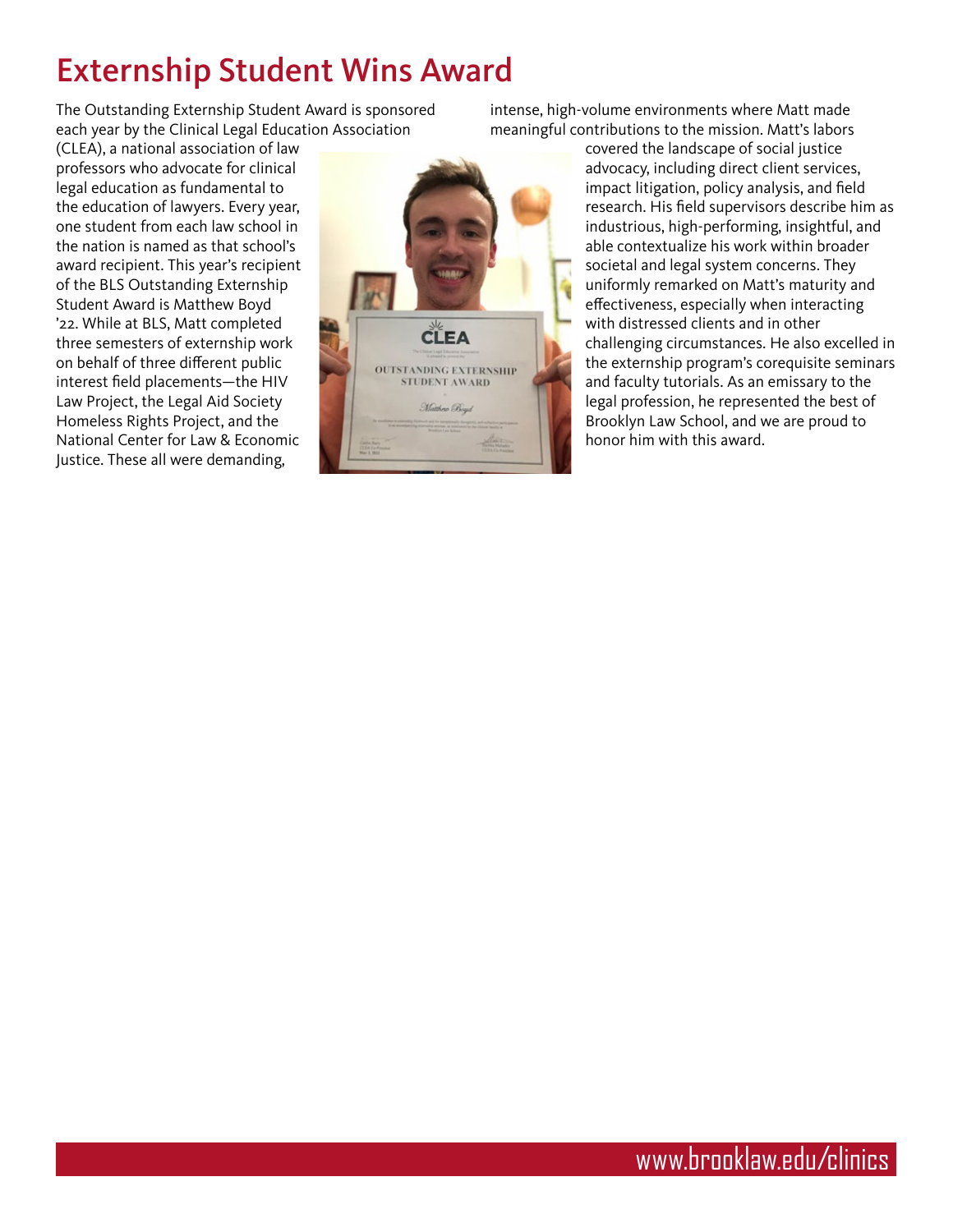# Externship Student Wins Award

The Outstanding Externship Student Award is sponsored each year by the Clinical Legal Education Association (CLEA), a national association of law professors who advocate for clinical legal education as fundamental to the education of lawyers. Every year, one student from each law school in the nation is named as that school's award recipient. This year's recipient of the BLS Outstanding Externship Student Award is Matthew Boyd '22. While at BLS, Matt completed three semesters of externship work on behalf of three different public interest field placements—the HIV Law Project, the Legal Aid Society Homeless Rights Project, and the National Center for Law & Economic Justice. These all were demanding, intense, high-volume environments where Matt made meaningful contributions to the mission. Matt's labors covered the landscape of social justice advocacy, including direct client services, impact litigation, policy analysis, and field research. His field supervisors describe him as industrious, high-performing, insightful, and able contextualize his work within broader societal and legal system concerns. They uniformly remarked on Matt's maturity and effectiveness, especially when interacting with distressed clients and in other challenging circumstances. He also excelled in the externship program's corequisite seminars and faculty tutorials. As an emissary to the legal profession, he represented the best of Brooklyn Law School, and we are proud to honor him with this award.